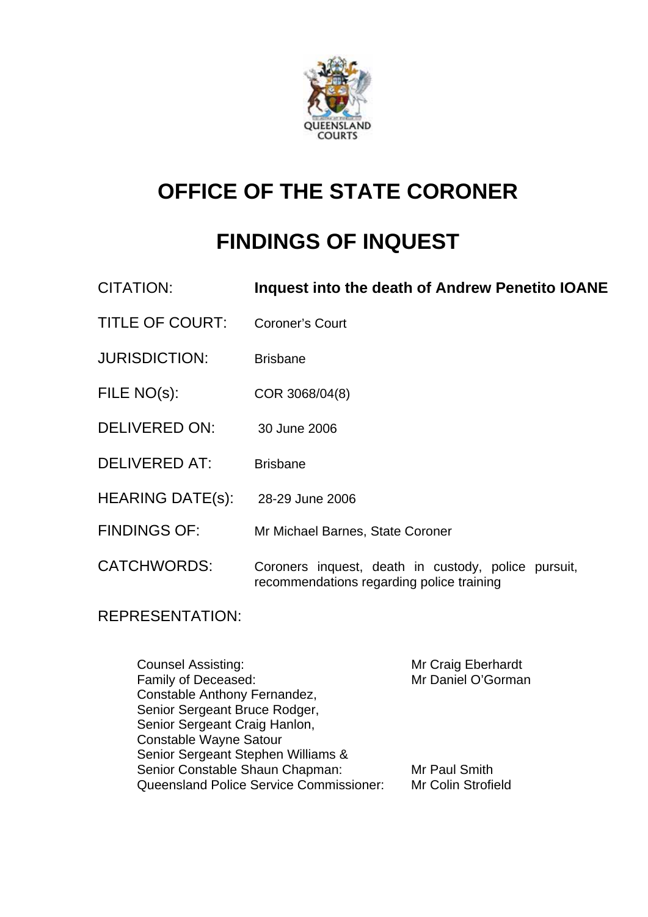# OFFICE OF THE STATE CORONER

# FINDINGS OF INQUEST

| | |
|---|---|
| CITATION: | **Inquest into the death of Andrew Penetito IOANE** |
| TITLE OF COURT: | Coroner's Court |
| JURISDICTION: | Brisbane |
| FILE NO(s): | COR 3068/04(8) |
| DELIVERED ON: | 30 June 2006 |
| DELIVERED AT: | Brisbane |
| HEARING DATE(s): | 28-29 June 2006 |
| FINDINGS OF: | Mr Michael Barnes, State Coroner |
| CATCHWORDS: | Coroners inquest, death in custody, police pursuit, recommendations regarding police training |

REPRESENTATION:

| | |
|---|---|
| Counsel Assisting: | Mr Craig Eberhardt |
| Family of Deceased: | Mr Daniel O'Gorman |
| Constable Anthony Fernandez, Senior Sergeant Bruce Rodger, Senior Sergeant Craig Hanlon, Constable Wayne Satour Senior Sergeant Stephen Williams & Senior Constable Shaun Chapman: | Mr Paul Smith |
| Queensland Police Service Commissioner: | Mr Colin Strofield |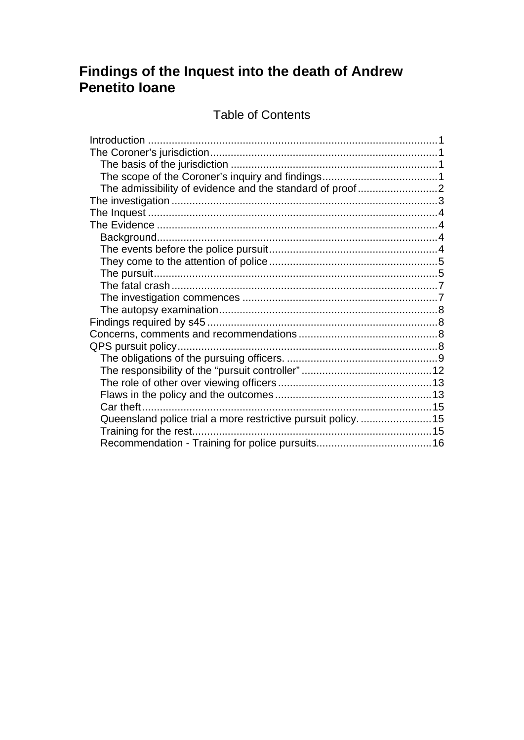# Findings of the Inquest into the death of Andrew Penetito Ioane

## Table of Contents

- Introduction ..... 1
- The Coroner's jurisdiction ..... 1
  - The basis of the jurisdiction ..... 1
  - The scope of the Coroner's inquiry and findings ..... 1
  - The admissibility of evidence and the standard of proof ..... 2
- The investigation ..... 3
- The Inquest ..... 4
- The Evidence ..... 4
  - Background ..... 4
  - The events before the police pursuit ..... 4
  - They come to the attention of police ..... 5
  - The pursuit ..... 5
  - The fatal crash ..... 7
  - The investigation commences ..... 7
  - The autopsy examination ..... 8
- Findings required by s45 ..... 8
- Concerns, comments and recommendations ..... 8
- QPS pursuit policy ..... 8
  - The obligations of the pursuing officers. ..... 9
  - The responsibility of the "pursuit controller" ..... 12
  - The role of other over viewing officers ..... 13
  - Flaws in the policy and the outcomes ..... 13
  - Car theft ..... 15
  - Queensland police trial a more restrictive pursuit policy. ..... 15
  - Training for the rest ..... 15
  - Recommendation - Training for police pursuits ..... 16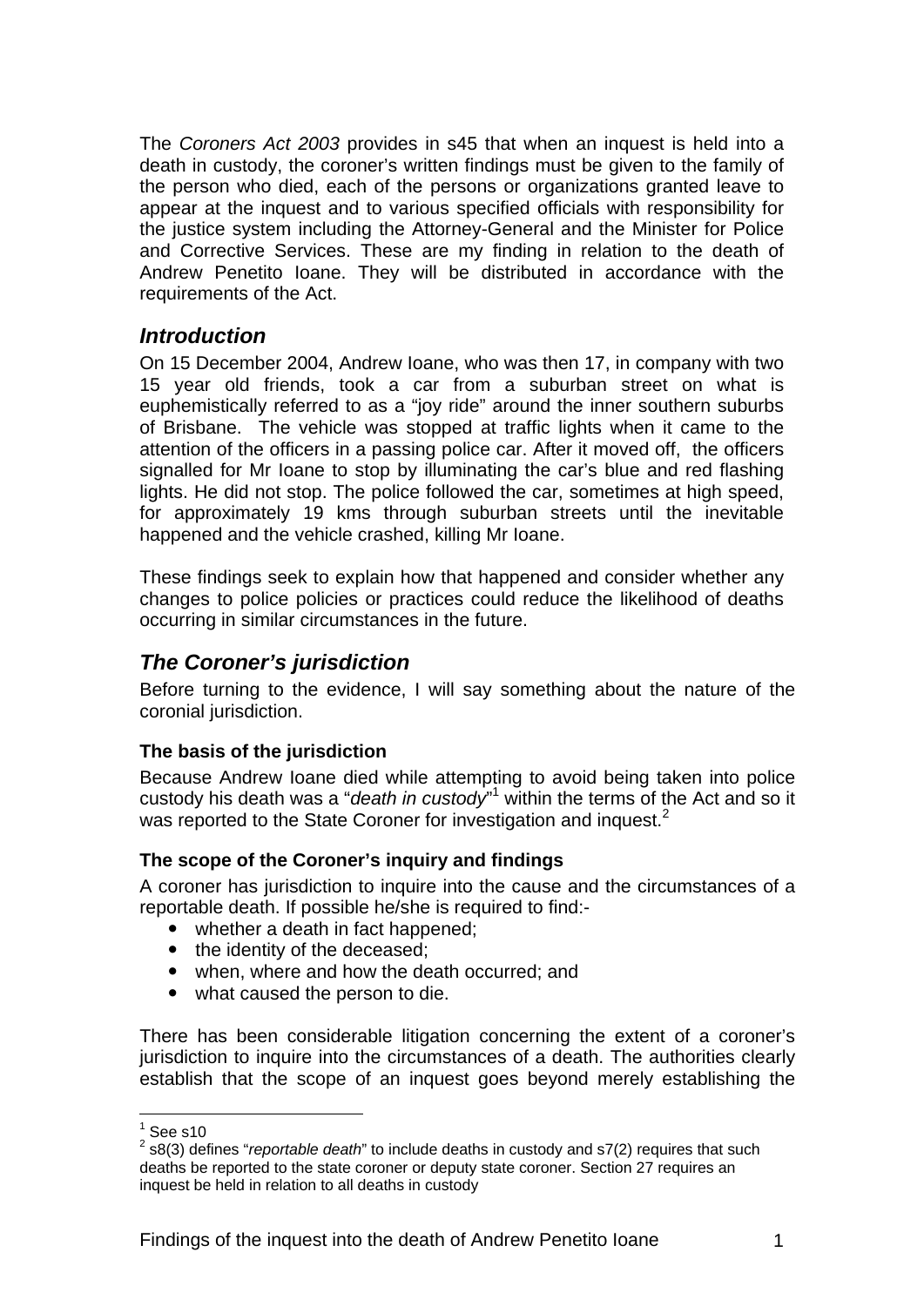The *Coroners Act 2003* provides in s45 that when an inquest is held into a death in custody, the coroner's written findings must be given to the family of the person who died, each of the persons or organizations granted leave to appear at the inquest and to various specified officials with responsibility for the justice system including the Attorney-General and the Minister for Police and Corrective Services. These are my finding in relation to the death of Andrew Penetito Ioane. They will be distributed in accordance with the requirements of the Act.

## *Introduction*

On 15 December 2004, Andrew Ioane, who was then 17, in company with two 15 year old friends, took a car from a suburban street on what is euphemistically referred to as a "joy ride" around the inner southern suburbs of Brisbane. The vehicle was stopped at traffic lights when it came to the attention of the officers in a passing police car. After it moved off, the officers signalled for Mr Ioane to stop by illuminating the car's blue and red flashing lights. He did not stop. The police followed the car, sometimes at high speed, for approximately 19 kms through suburban streets until the inevitable happened and the vehicle crashed, killing Mr Ioane.

These findings seek to explain how that happened and consider whether any changes to police policies or practices could reduce the likelihood of deaths occurring in similar circumstances in the future.

## *The Coroner's jurisdiction*

Before turning to the evidence, I will say something about the nature of the coronial jurisdiction.

### The basis of the jurisdiction

Because Andrew Ioane died while attempting to avoid being taken into police custody his death was a "*death in custody*"[1] within the terms of the Act and so it was reported to the State Coroner for investigation and inquest.[2]

### The scope of the Coroner's inquiry and findings

A coroner has jurisdiction to inquire into the cause and the circumstances of a reportable death. If possible he/she is required to find:-

- whether a death in fact happened;
- the identity of the deceased;
- when, where and how the death occurred; and
- what caused the person to die.

There has been considerable litigation concerning the extent of a coroner's jurisdiction to inquire into the circumstances of a death. The authorities clearly establish that the scope of an inquest goes beyond merely establishing the

---

[1] See s10

[2] s8(3) defines "*reportable death*" to include deaths in custody and s7(2) requires that such deaths be reported to the state coroner or deputy state coroner. Section 27 requires an inquest be held in relation to all deaths in custody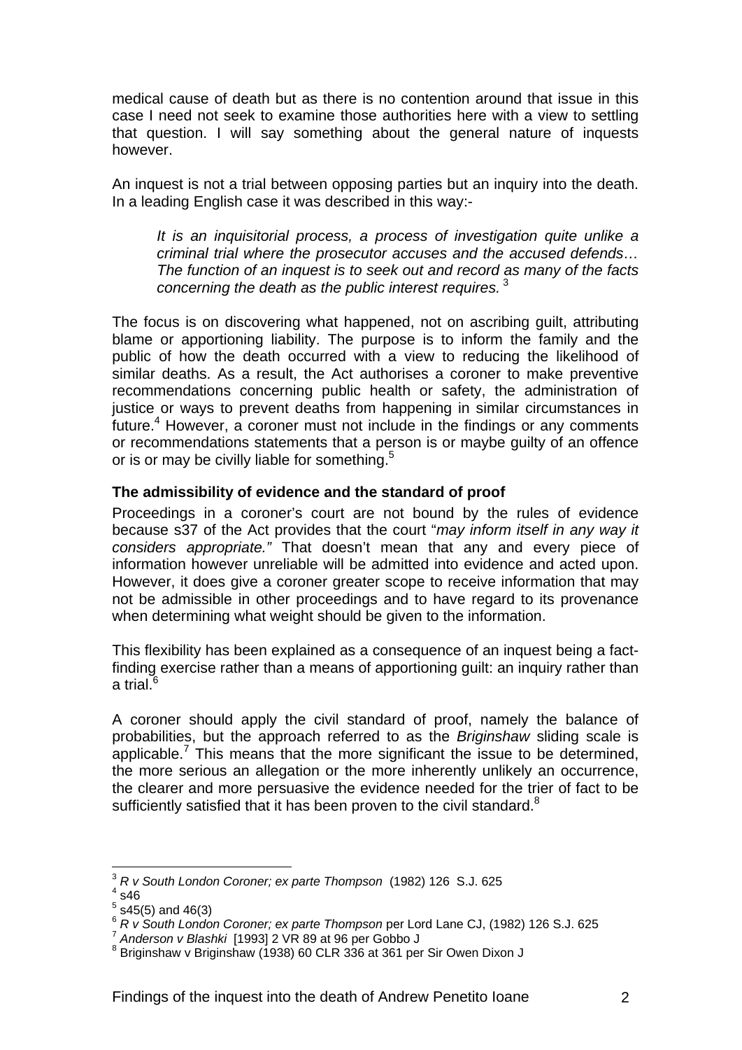medical cause of death but as there is no contention around that issue in this case I need not seek to examine those authorities here with a view to settling that question. I will say something about the general nature of inquests however.

An inquest is not a trial between opposing parties but an inquiry into the death. In a leading English case it was described in this way:-

> *It is an inquisitorial process, a process of investigation quite unlike a criminal trial where the prosecutor accuses and the accused defends… The function of an inquest is to seek out and record as many of the facts concerning the death as the public interest requires.* [3]

The focus is on discovering what happened, not on ascribing guilt, attributing blame or apportioning liability. The purpose is to inform the family and the public of how the death occurred with a view to reducing the likelihood of similar deaths. As a result, the Act authorises a coroner to make preventive recommendations concerning public health or safety, the administration of justice or ways to prevent deaths from happening in similar circumstances in future.[4] However, a coroner must not include in the findings or any comments or recommendations statements that a person is or maybe guilty of an offence or is or may be civilly liable for something.[5]

**The admissibility of evidence and the standard of proof**

Proceedings in a coroner's court are not bound by the rules of evidence because s37 of the Act provides that the court "*may inform itself in any way it considers appropriate."* That doesn't mean that any and every piece of information however unreliable will be admitted into evidence and acted upon. However, it does give a coroner greater scope to receive information that may not be admissible in other proceedings and to have regard to its provenance when determining what weight should be given to the information.

This flexibility has been explained as a consequence of an inquest being a fact-finding exercise rather than a means of apportioning guilt: an inquiry rather than a trial.[6]

A coroner should apply the civil standard of proof, namely the balance of probabilities, but the approach referred to as the *Briginshaw* sliding scale is applicable.[7] This means that the more significant the issue to be determined, the more serious an allegation or the more inherently unlikely an occurrence, the clearer and more persuasive the evidence needed for the trier of fact to be sufficiently satisfied that it has been proven to the civil standard.[8]

---

[3] *R v South London Coroner; ex parte Thompson* (1982) 126 S.J. 625
[4] s46
[5] s45(5) and 46(3)
[6] *R v South London Coroner; ex parte Thompson* per Lord Lane CJ, (1982) 126 S.J. 625
[7] *Anderson v Blashki* [1993] 2 VR 89 at 96 per Gobbo J
[8] Briginshaw v Briginshaw (1938) 60 CLR 336 at 361 per Sir Owen Dixon J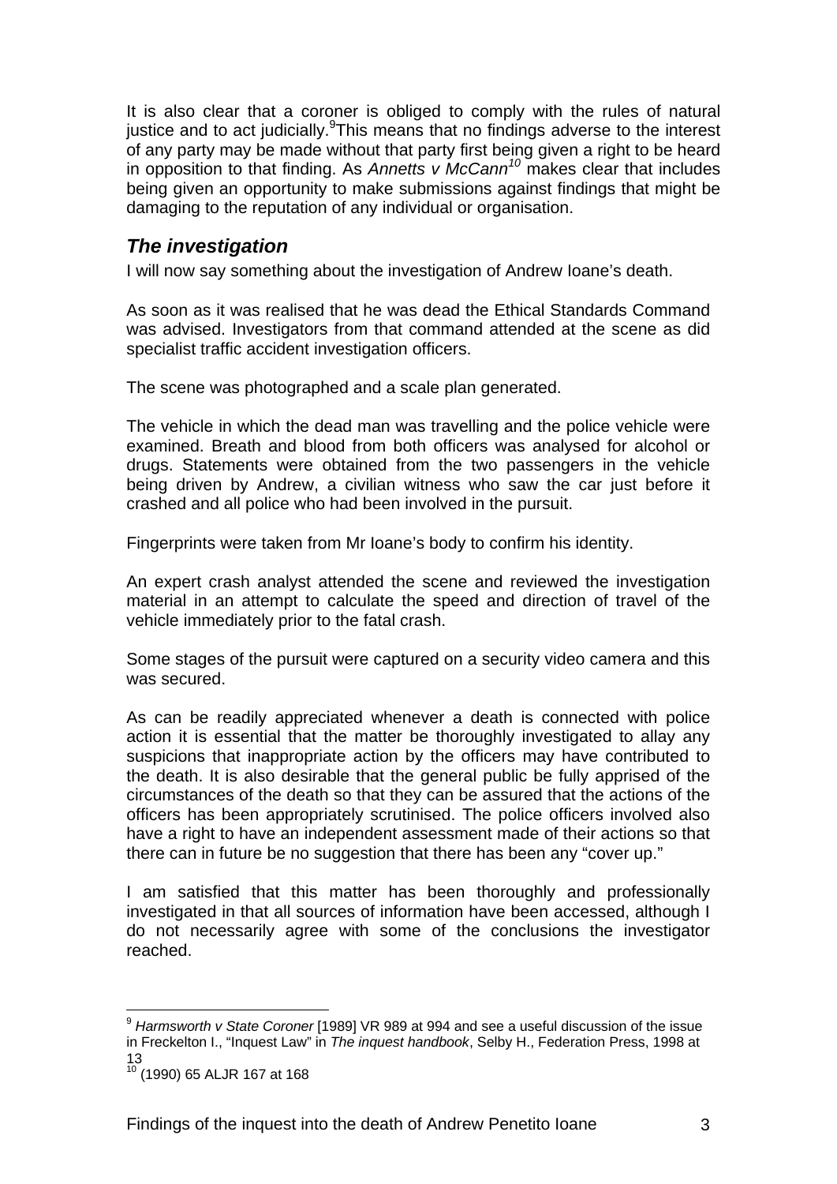It is also clear that a coroner is obliged to comply with the rules of natural justice and to act judicially.[9] This means that no findings adverse to the interest of any party may be made without that party first being given a right to be heard in opposition to that finding. As *Annetts v McCann*[10] makes clear that includes being given an opportunity to make submissions against findings that might be damaging to the reputation of any individual or organisation.

## *The investigation*

I will now say something about the investigation of Andrew Ioane's death.

As soon as it was realised that he was dead the Ethical Standards Command was advised. Investigators from that command attended at the scene as did specialist traffic accident investigation officers.

The scene was photographed and a scale plan generated.

The vehicle in which the dead man was travelling and the police vehicle were examined. Breath and blood from both officers was analysed for alcohol or drugs. Statements were obtained from the two passengers in the vehicle being driven by Andrew, a civilian witness who saw the car just before it crashed and all police who had been involved in the pursuit.

Fingerprints were taken from Mr Ioane's body to confirm his identity.

An expert crash analyst attended the scene and reviewed the investigation material in an attempt to calculate the speed and direction of travel of the vehicle immediately prior to the fatal crash.

Some stages of the pursuit were captured on a security video camera and this was secured.

As can be readily appreciated whenever a death is connected with police action it is essential that the matter be thoroughly investigated to allay any suspicions that inappropriate action by the officers may have contributed to the death. It is also desirable that the general public be fully apprised of the circumstances of the death so that they can be assured that the actions of the officers has been appropriately scrutinised. The police officers involved also have a right to have an independent assessment made of their actions so that there can in future be no suggestion that there has been any "cover up."

I am satisfied that this matter has been thoroughly and professionally investigated in that all sources of information have been accessed, although I do not necessarily agree with some of the conclusions the investigator reached.

---

[9] *Harmsworth v State Coroner* [1989] VR 989 at 994 and see a useful discussion of the issue in Freckelton I., "Inquest Law" in *The inquest handbook*, Selby H., Federation Press, 1998 at 13

[10] (1990) 65 ALJR 167 at 168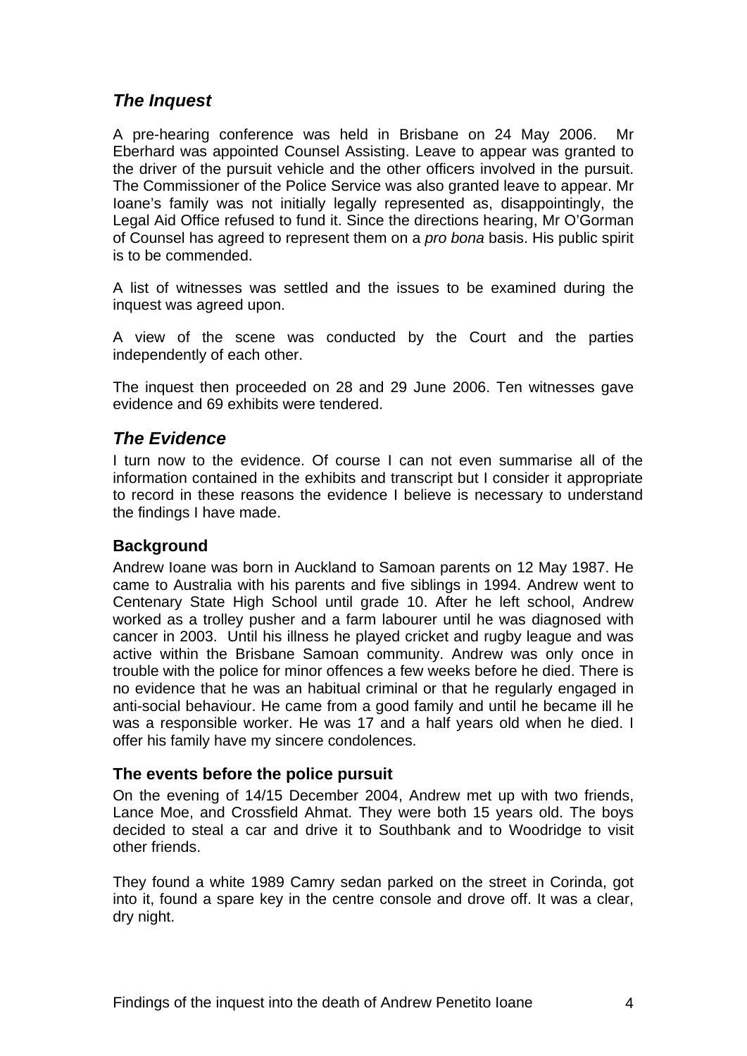## *The Inquest*

A pre-hearing conference was held in Brisbane on 24 May 2006. Mr Eberhard was appointed Counsel Assisting. Leave to appear was granted to the driver of the pursuit vehicle and the other officers involved in the pursuit. The Commissioner of the Police Service was also granted leave to appear. Mr Ioane's family was not initially legally represented as, disappointingly, the Legal Aid Office refused to fund it. Since the directions hearing, Mr O'Gorman of Counsel has agreed to represent them on a *pro bona* basis. His public spirit is to be commended.

A list of witnesses was settled and the issues to be examined during the inquest was agreed upon.

A view of the scene was conducted by the Court and the parties independently of each other.

The inquest then proceeded on 28 and 29 June 2006. Ten witnesses gave evidence and 69 exhibits were tendered.

## *The Evidence*

I turn now to the evidence. Of course I can not even summarise all of the information contained in the exhibits and transcript but I consider it appropriate to record in these reasons the evidence I believe is necessary to understand the findings I have made.

### Background

Andrew Ioane was born in Auckland to Samoan parents on 12 May 1987. He came to Australia with his parents and five siblings in 1994. Andrew went to Centenary State High School until grade 10. After he left school, Andrew worked as a trolley pusher and a farm labourer until he was diagnosed with cancer in 2003. Until his illness he played cricket and rugby league and was active within the Brisbane Samoan community. Andrew was only once in trouble with the police for minor offences a few weeks before he died. There is no evidence that he was an habitual criminal or that he regularly engaged in anti-social behaviour. He came from a good family and until he became ill he was a responsible worker. He was 17 and a half years old when he died. I offer his family have my sincere condolences.

### The events before the police pursuit

On the evening of 14/15 December 2004, Andrew met up with two friends, Lance Moe, and Crossfield Ahmat. They were both 15 years old. The boys decided to steal a car and drive it to Southbank and to Woodridge to visit other friends.

They found a white 1989 Camry sedan parked on the street in Corinda, got into it, found a spare key in the centre console and drove off. It was a clear, dry night.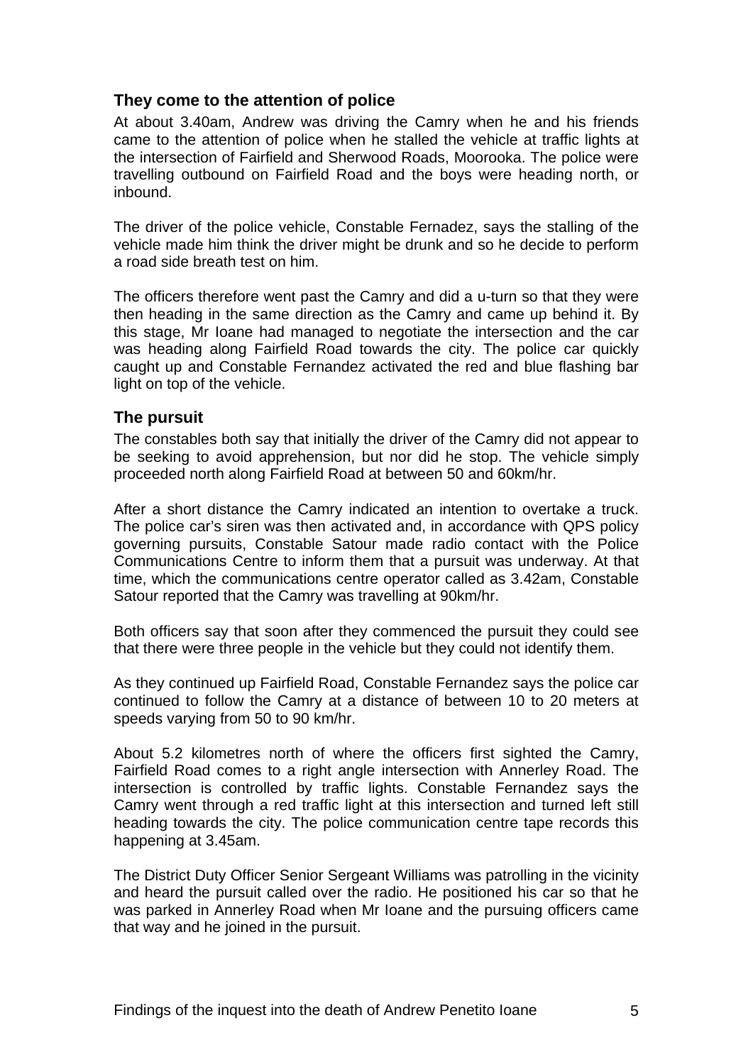### They come to the attention of police

At about 3.40am, Andrew was driving the Camry when he and his friends came to the attention of police when he stalled the vehicle at traffic lights at the intersection of Fairfield and Sherwood Roads, Moorooka. The police were travelling outbound on Fairfield Road and the boys were heading north, or inbound.

The driver of the police vehicle, Constable Fernadez, says the stalling of the vehicle made him think the driver might be drunk and so he decide to perform a road side breath test on him.

The officers therefore went past the Camry and did a u-turn so that they were then heading in the same direction as the Camry and came up behind it. By this stage, Mr Ioane had managed to negotiate the intersection and the car was heading along Fairfield Road towards the city. The police car quickly caught up and Constable Fernandez activated the red and blue flashing bar light on top of the vehicle.

### The pursuit

The constables both say that initially the driver of the Camry did not appear to be seeking to avoid apprehension, but nor did he stop. The vehicle simply proceeded north along Fairfield Road at between 50 and 60km/hr.

After a short distance the Camry indicated an intention to overtake a truck. The police car's siren was then activated and, in accordance with QPS policy governing pursuits, Constable Satour made radio contact with the Police Communications Centre to inform them that a pursuit was underway. At that time, which the communications centre operator called as 3.42am, Constable Satour reported that the Camry was travelling at 90km/hr.

Both officers say that soon after they commenced the pursuit they could see that there were three people in the vehicle but they could not identify them.

As they continued up Fairfield Road, Constable Fernandez says the police car continued to follow the Camry at a distance of between 10 to 20 meters at speeds varying from 50 to 90 km/hr.

About 5.2 kilometres north of where the officers first sighted the Camry, Fairfield Road comes to a right angle intersection with Annerley Road. The intersection is controlled by traffic lights. Constable Fernandez says the Camry went through a red traffic light at this intersection and turned left still heading towards the city. The police communication centre tape records this happening at 3.45am.

The District Duty Officer Senior Sergeant Williams was patrolling in the vicinity and heard the pursuit called over the radio. He positioned his car so that he was parked in Annerley Road when Mr Ioane and the pursuing officers came that way and he joined in the pursuit.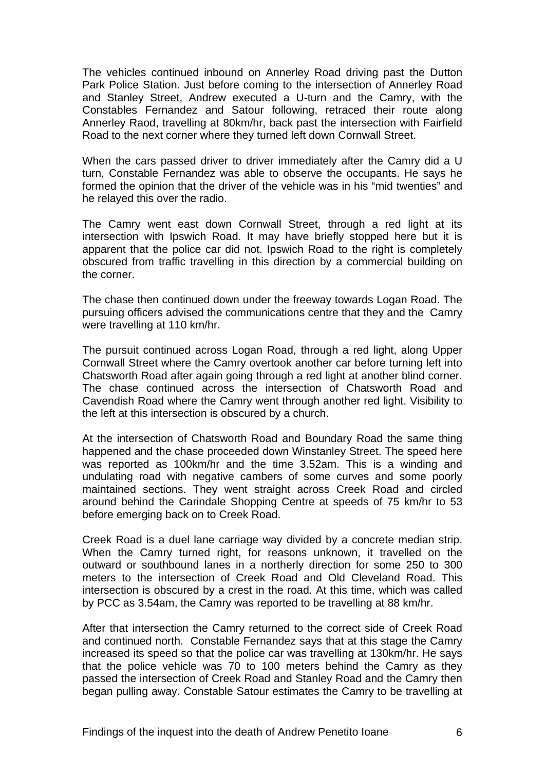The vehicles continued inbound on Annerley Road driving past the Dutton Park Police Station. Just before coming to the intersection of Annerley Road and Stanley Street, Andrew executed a U-turn and the Camry, with the Constables Fernandez and Satour following, retraced their route along Annerley Raod, travelling at 80km/hr, back past the intersection with Fairfield Road to the next corner where they turned left down Cornwall Street.

When the cars passed driver to driver immediately after the Camry did a U turn, Constable Fernandez was able to observe the occupants. He says he formed the opinion that the driver of the vehicle was in his "mid twenties" and he relayed this over the radio.

The Camry went east down Cornwall Street, through a red light at its intersection with Ipswich Road. It may have briefly stopped here but it is apparent that the police car did not. Ipswich Road to the right is completely obscured from traffic travelling in this direction by a commercial building on the corner.

The chase then continued down under the freeway towards Logan Road. The pursuing officers advised the communications centre that they and the Camry were travelling at 110 km/hr.

The pursuit continued across Logan Road, through a red light, along Upper Cornwall Street where the Camry overtook another car before turning left into Chatsworth Road after again going through a red light at another blind corner. The chase continued across the intersection of Chatsworth Road and Cavendish Road where the Camry went through another red light. Visibility to the left at this intersection is obscured by a church.

At the intersection of Chatsworth Road and Boundary Road the same thing happened and the chase proceeded down Winstanley Street. The speed here was reported as 100km/hr and the time 3.52am. This is a winding and undulating road with negative cambers of some curves and some poorly maintained sections. They went straight across Creek Road and circled around behind the Carindale Shopping Centre at speeds of 75 km/hr to 53 before emerging back on to Creek Road.

Creek Road is a duel lane carriage way divided by a concrete median strip. When the Camry turned right, for reasons unknown, it travelled on the outward or southbound lanes in a northerly direction for some 250 to 300 meters to the intersection of Creek Road and Old Cleveland Road. This intersection is obscured by a crest in the road. At this time, which was called by PCC as 3.54am, the Camry was reported to be travelling at 88 km/hr.

After that intersection the Camry returned to the correct side of Creek Road and continued north. Constable Fernandez says that at this stage the Camry increased its speed so that the police car was travelling at 130km/hr. He says that the police vehicle was 70 to 100 meters behind the Camry as they passed the intersection of Creek Road and Stanley Road and the Camry then began pulling away. Constable Satour estimates the Camry to be travelling at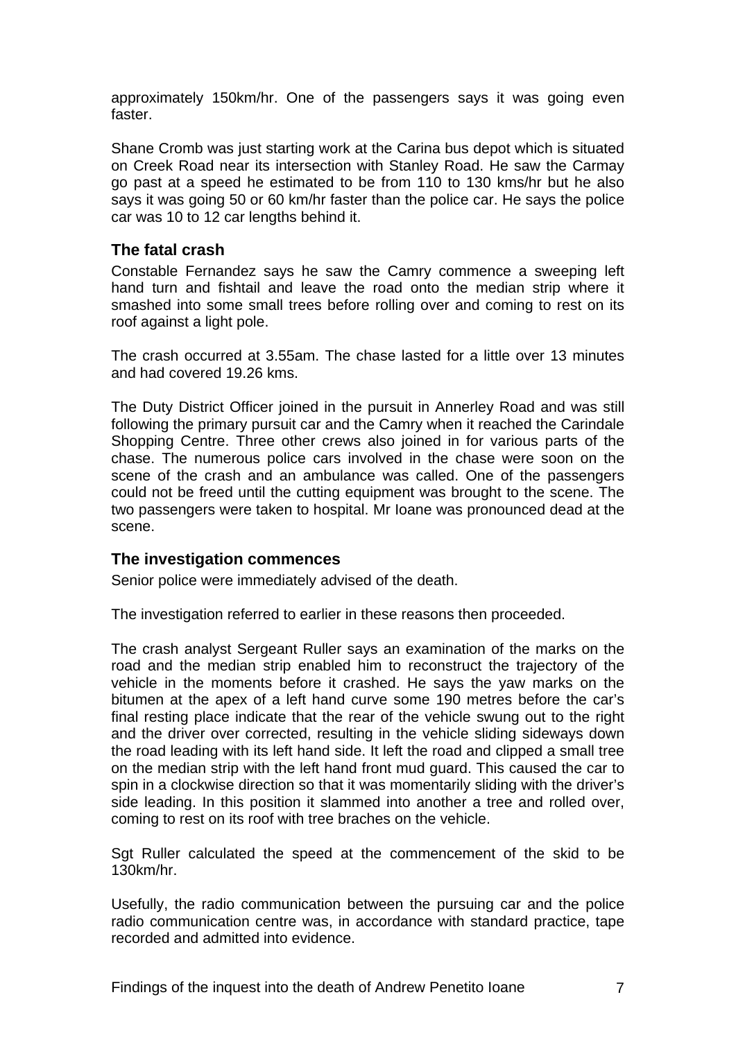approximately 150km/hr. One of the passengers says it was going even faster.

Shane Cromb was just starting work at the Carina bus depot which is situated on Creek Road near its intersection with Stanley Road. He saw the Carmay go past at a speed he estimated to be from 110 to 130 kms/hr but he also says it was going 50 or 60 km/hr faster than the police car. He says the police car was 10 to 12 car lengths behind it.

### The fatal crash

Constable Fernandez says he saw the Camry commence a sweeping left hand turn and fishtail and leave the road onto the median strip where it smashed into some small trees before rolling over and coming to rest on its roof against a light pole.

The crash occurred at 3.55am. The chase lasted for a little over 13 minutes and had covered 19.26 kms.

The Duty District Officer joined in the pursuit in Annerley Road and was still following the primary pursuit car and the Camry when it reached the Carindale Shopping Centre. Three other crews also joined in for various parts of the chase. The numerous police cars involved in the chase were soon on the scene of the crash and an ambulance was called. One of the passengers could not be freed until the cutting equipment was brought to the scene. The two passengers were taken to hospital. Mr Ioane was pronounced dead at the scene.

### The investigation commences

Senior police were immediately advised of the death.

The investigation referred to earlier in these reasons then proceeded.

The crash analyst Sergeant Ruller says an examination of the marks on the road and the median strip enabled him to reconstruct the trajectory of the vehicle in the moments before it crashed. He says the yaw marks on the bitumen at the apex of a left hand curve some 190 metres before the car's final resting place indicate that the rear of the vehicle swung out to the right and the driver over corrected, resulting in the vehicle sliding sideways down the road leading with its left hand side. It left the road and clipped a small tree on the median strip with the left hand front mud guard. This caused the car to spin in a clockwise direction so that it was momentarily sliding with the driver's side leading. In this position it slammed into another a tree and rolled over, coming to rest on its roof with tree braches on the vehicle.

Sgt Ruller calculated the speed at the commencement of the skid to be 130km/hr.

Usefully, the radio communication between the pursuing car and the police radio communication centre was, in accordance with standard practice, tape recorded and admitted into evidence.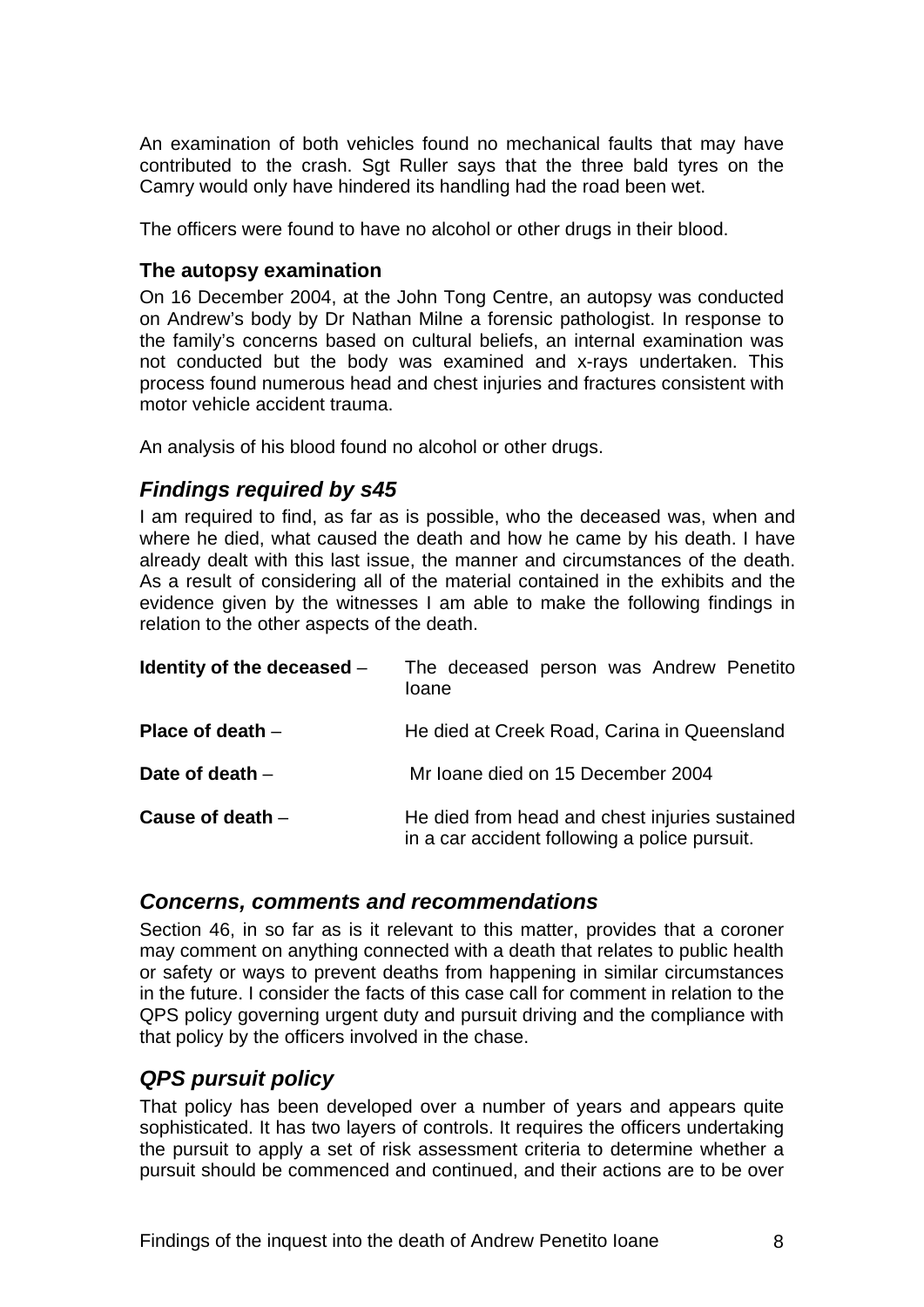An examination of both vehicles found no mechanical faults that may have contributed to the crash. Sgt Ruller says that the three bald tyres on the Camry would only have hindered its handling had the road been wet.

The officers were found to have no alcohol or other drugs in their blood.

### The autopsy examination

On 16 December 2004, at the John Tong Centre, an autopsy was conducted on Andrew's body by Dr Nathan Milne a forensic pathologist. In response to the family's concerns based on cultural beliefs, an internal examination was not conducted but the body was examined and x-rays undertaken. This process found numerous head and chest injuries and fractures consistent with motor vehicle accident trauma.

An analysis of his blood found no alcohol or other drugs.

## *Findings required by s45*

I am required to find, as far as is possible, who the deceased was, when and where he died, what caused the death and how he came by his death. I have already dealt with this last issue, the manner and circumstances of the death. As a result of considering all of the material contained in the exhibits and the evidence given by the witnesses I am able to make the following findings in relation to the other aspects of the death.

| | |
|---|---|
| **Identity of the deceased** – | The deceased person was Andrew Penetito Ioane |
| **Place of death** – | He died at Creek Road, Carina in Queensland |
| **Date of death** – | Mr Ioane died on 15 December 2004 |
| **Cause of death** – | He died from head and chest injuries sustained in a car accident following a police pursuit. |

## *Concerns, comments and recommendations*

Section 46, in so far as is it relevant to this matter, provides that a coroner may comment on anything connected with a death that relates to public health or safety or ways to prevent deaths from happening in similar circumstances in the future. I consider the facts of this case call for comment in relation to the QPS policy governing urgent duty and pursuit driving and the compliance with that policy by the officers involved in the chase.

## *QPS pursuit policy*

That policy has been developed over a number of years and appears quite sophisticated. It has two layers of controls. It requires the officers undertaking the pursuit to apply a set of risk assessment criteria to determine whether a pursuit should be commenced and continued, and their actions are to be over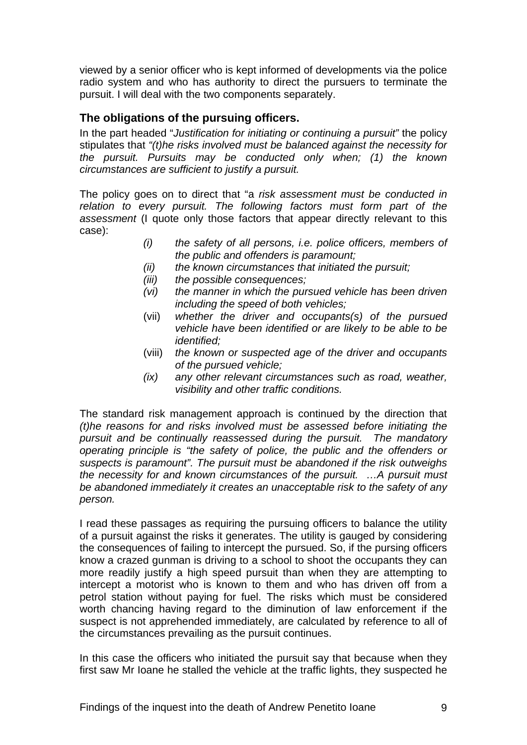viewed by a senior officer who is kept informed of developments via the police radio system and who has authority to direct the pursuers to terminate the pursuit. I will deal with the two components separately.

## The obligations of the pursuing officers.

In the part headed "*Justification for initiating or continuing a pursuit*" the policy stipulates that *"(t)he risks involved must be balanced against the necessity for the pursuit. Pursuits may be conducted only when; (1) the known circumstances are sufficient to justify a pursuit.*

The policy goes on to direct that "a *risk assessment must be conducted in relation to every pursuit. The following factors must form part of the assessment* (I quote only those factors that appear directly relevant to this case):

- *(i)* *the safety of all persons, i.e. police officers, members of the public and offenders is paramount;*
- *(ii)* *the known circumstances that initiated the pursuit;*
- *(iii)* *the possible consequences;*
- *(vi)* *the manner in which the pursued vehicle has been driven including the speed of both vehicles;*
- (vii) *whether the driver and occupants(s) of the pursued vehicle have been identified or are likely to be able to be identified;*
- (viii) *the known or suspected age of the driver and occupants of the pursued vehicle;*
- *(ix)* *any other relevant circumstances such as road, weather, visibility and other traffic conditions.*

The standard risk management approach is continued by the direction that *(t)he reasons for and risks involved must be assessed before initiating the pursuit and be continually reassessed during the pursuit. The mandatory operating principle is "the safety of police, the public and the offenders or suspects is paramount". The pursuit must be abandoned if the risk outweighs the necessity for and known circumstances of the pursuit. …A pursuit must be abandoned immediately it creates an unacceptable risk to the safety of any person.*

I read these passages as requiring the pursuing officers to balance the utility of a pursuit against the risks it generates. The utility is gauged by considering the consequences of failing to intercept the pursued. So, if the pursing officers know a crazed gunman is driving to a school to shoot the occupants they can more readily justify a high speed pursuit than when they are attempting to intercept a motorist who is known to them and who has driven off from a petrol station without paying for fuel. The risks which must be considered worth chancing having regard to the diminution of law enforcement if the suspect is not apprehended immediately, are calculated by reference to all of the circumstances prevailing as the pursuit continues.

In this case the officers who initiated the pursuit say that because when they first saw Mr Ioane he stalled the vehicle at the traffic lights, they suspected he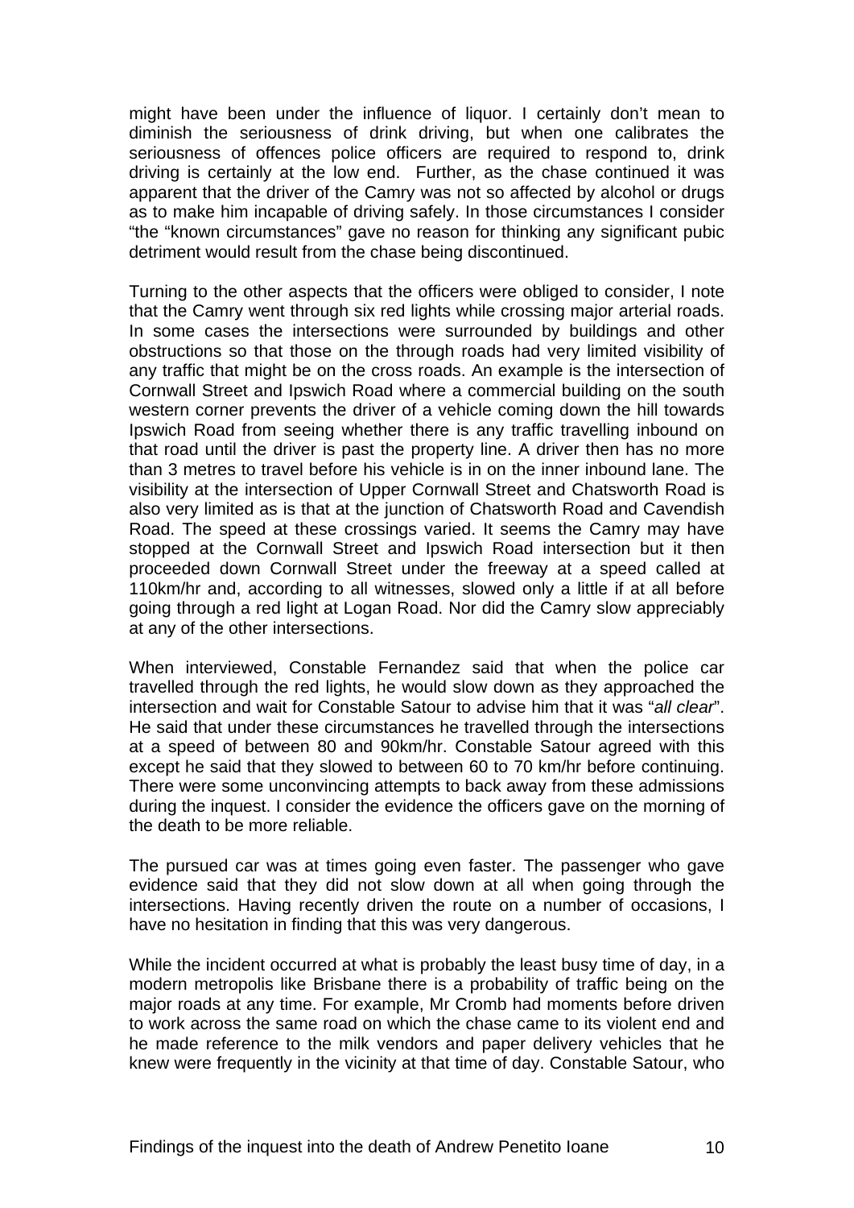might have been under the influence of liquor. I certainly don't mean to diminish the seriousness of drink driving, but when one calibrates the seriousness of offences police officers are required to respond to, drink driving is certainly at the low end. Further, as the chase continued it was apparent that the driver of the Camry was not so affected by alcohol or drugs as to make him incapable of driving safely. In those circumstances I consider "the "known circumstances" gave no reason for thinking any significant pubic detriment would result from the chase being discontinued.

Turning to the other aspects that the officers were obliged to consider, I note that the Camry went through six red lights while crossing major arterial roads. In some cases the intersections were surrounded by buildings and other obstructions so that those on the through roads had very limited visibility of any traffic that might be on the cross roads. An example is the intersection of Cornwall Street and Ipswich Road where a commercial building on the south western corner prevents the driver of a vehicle coming down the hill towards Ipswich Road from seeing whether there is any traffic travelling inbound on that road until the driver is past the property line. A driver then has no more than 3 metres to travel before his vehicle is in on the inner inbound lane. The visibility at the intersection of Upper Cornwall Street and Chatsworth Road is also very limited as is that at the junction of Chatsworth Road and Cavendish Road. The speed at these crossings varied. It seems the Camry may have stopped at the Cornwall Street and Ipswich Road intersection but it then proceeded down Cornwall Street under the freeway at a speed called at 110km/hr and, according to all witnesses, slowed only a little if at all before going through a red light at Logan Road. Nor did the Camry slow appreciably at any of the other intersections.

When interviewed, Constable Fernandez said that when the police car travelled through the red lights, he would slow down as they approached the intersection and wait for Constable Satour to advise him that it was "*all clear*". He said that under these circumstances he travelled through the intersections at a speed of between 80 and 90km/hr. Constable Satour agreed with this except he said that they slowed to between 60 to 70 km/hr before continuing. There were some unconvincing attempts to back away from these admissions during the inquest. I consider the evidence the officers gave on the morning of the death to be more reliable.

The pursued car was at times going even faster. The passenger who gave evidence said that they did not slow down at all when going through the intersections. Having recently driven the route on a number of occasions, I have no hesitation in finding that this was very dangerous.

While the incident occurred at what is probably the least busy time of day, in a modern metropolis like Brisbane there is a probability of traffic being on the major roads at any time. For example, Mr Cromb had moments before driven to work across the same road on which the chase came to its violent end and he made reference to the milk vendors and paper delivery vehicles that he knew were frequently in the vicinity at that time of day. Constable Satour, who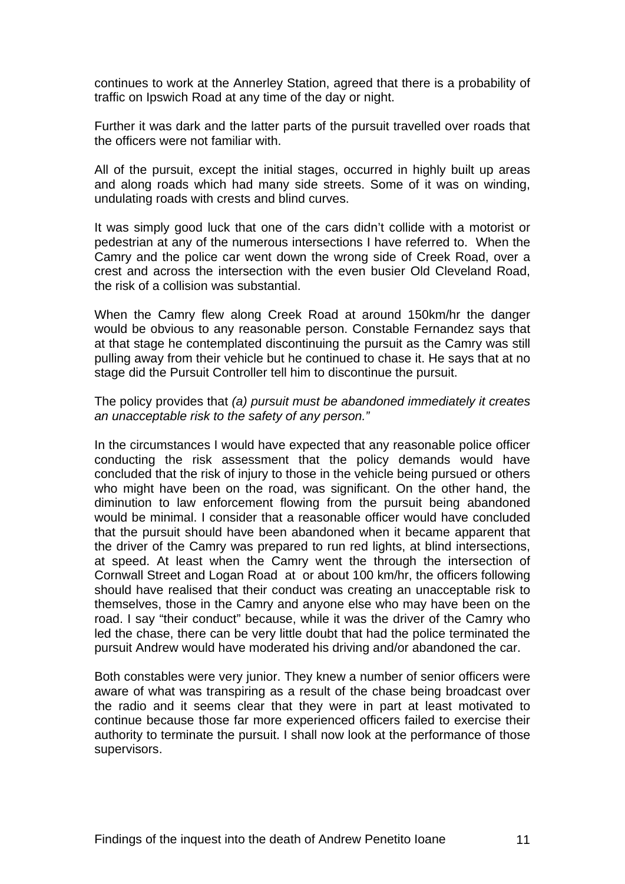continues to work at the Annerley Station, agreed that there is a probability of traffic on Ipswich Road at any time of the day or night.

Further it was dark and the latter parts of the pursuit travelled over roads that the officers were not familiar with.

All of the pursuit, except the initial stages, occurred in highly built up areas and along roads which had many side streets. Some of it was on winding, undulating roads with crests and blind curves.

It was simply good luck that one of the cars didn't collide with a motorist or pedestrian at any of the numerous intersections I have referred to. When the Camry and the police car went down the wrong side of Creek Road, over a crest and across the intersection with the even busier Old Cleveland Road, the risk of a collision was substantial.

When the Camry flew along Creek Road at around 150km/hr the danger would be obvious to any reasonable person. Constable Fernandez says that at that stage he contemplated discontinuing the pursuit as the Camry was still pulling away from their vehicle but he continued to chase it. He says that at no stage did the Pursuit Controller tell him to discontinue the pursuit.

The policy provides that *(a) pursuit must be abandoned immediately it creates an unacceptable risk to the safety of any person."*

In the circumstances I would have expected that any reasonable police officer conducting the risk assessment that the policy demands would have concluded that the risk of injury to those in the vehicle being pursued or others who might have been on the road, was significant. On the other hand, the diminution to law enforcement flowing from the pursuit being abandoned would be minimal. I consider that a reasonable officer would have concluded that the pursuit should have been abandoned when it became apparent that the driver of the Camry was prepared to run red lights, at blind intersections, at speed. At least when the Camry went the through the intersection of Cornwall Street and Logan Road at or about 100 km/hr, the officers following should have realised that their conduct was creating an unacceptable risk to themselves, those in the Camry and anyone else who may have been on the road. I say "their conduct" because, while it was the driver of the Camry who led the chase, there can be very little doubt that had the police terminated the pursuit Andrew would have moderated his driving and/or abandoned the car.

Both constables were very junior. They knew a number of senior officers were aware of what was transpiring as a result of the chase being broadcast over the radio and it seems clear that they were in part at least motivated to continue because those far more experienced officers failed to exercise their authority to terminate the pursuit. I shall now look at the performance of those supervisors.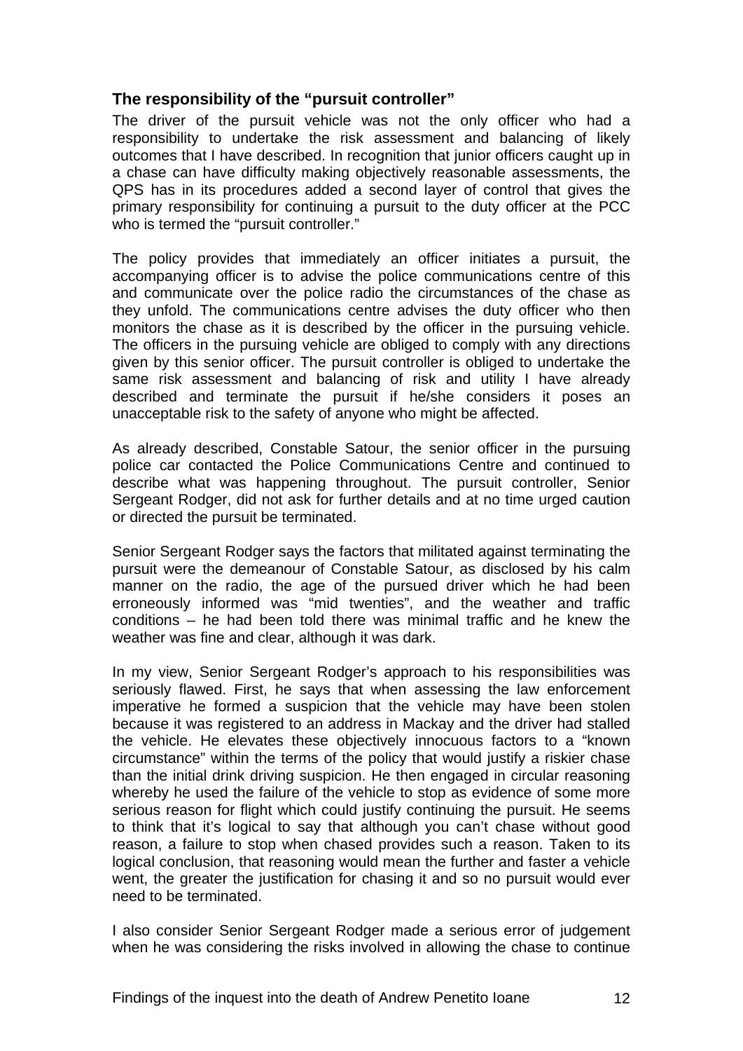## The responsibility of the "pursuit controller"

The driver of the pursuit vehicle was not the only officer who had a responsibility to undertake the risk assessment and balancing of likely outcomes that I have described. In recognition that junior officers caught up in a chase can have difficulty making objectively reasonable assessments, the QPS has in its procedures added a second layer of control that gives the primary responsibility for continuing a pursuit to the duty officer at the PCC who is termed the "pursuit controller."

The policy provides that immediately an officer initiates a pursuit, the accompanying officer is to advise the police communications centre of this and communicate over the police radio the circumstances of the chase as they unfold. The communications centre advises the duty officer who then monitors the chase as it is described by the officer in the pursuing vehicle. The officers in the pursuing vehicle are obliged to comply with any directions given by this senior officer. The pursuit controller is obliged to undertake the same risk assessment and balancing of risk and utility I have already described and terminate the pursuit if he/she considers it poses an unacceptable risk to the safety of anyone who might be affected.

As already described, Constable Satour, the senior officer in the pursuing police car contacted the Police Communications Centre and continued to describe what was happening throughout. The pursuit controller, Senior Sergeant Rodger, did not ask for further details and at no time urged caution or directed the pursuit be terminated.

Senior Sergeant Rodger says the factors that militated against terminating the pursuit were the demeanour of Constable Satour, as disclosed by his calm manner on the radio, the age of the pursued driver which he had been erroneously informed was "mid twenties", and the weather and traffic conditions – he had been told there was minimal traffic and he knew the weather was fine and clear, although it was dark.

In my view, Senior Sergeant Rodger's approach to his responsibilities was seriously flawed. First, he says that when assessing the law enforcement imperative he formed a suspicion that the vehicle may have been stolen because it was registered to an address in Mackay and the driver had stalled the vehicle. He elevates these objectively innocuous factors to a "known circumstance" within the terms of the policy that would justify a riskier chase than the initial drink driving suspicion. He then engaged in circular reasoning whereby he used the failure of the vehicle to stop as evidence of some more serious reason for flight which could justify continuing the pursuit. He seems to think that it's logical to say that although you can't chase without good reason, a failure to stop when chased provides such a reason. Taken to its logical conclusion, that reasoning would mean the further and faster a vehicle went, the greater the justification for chasing it and so no pursuit would ever need to be terminated.

I also consider Senior Sergeant Rodger made a serious error of judgement when he was considering the risks involved in allowing the chase to continue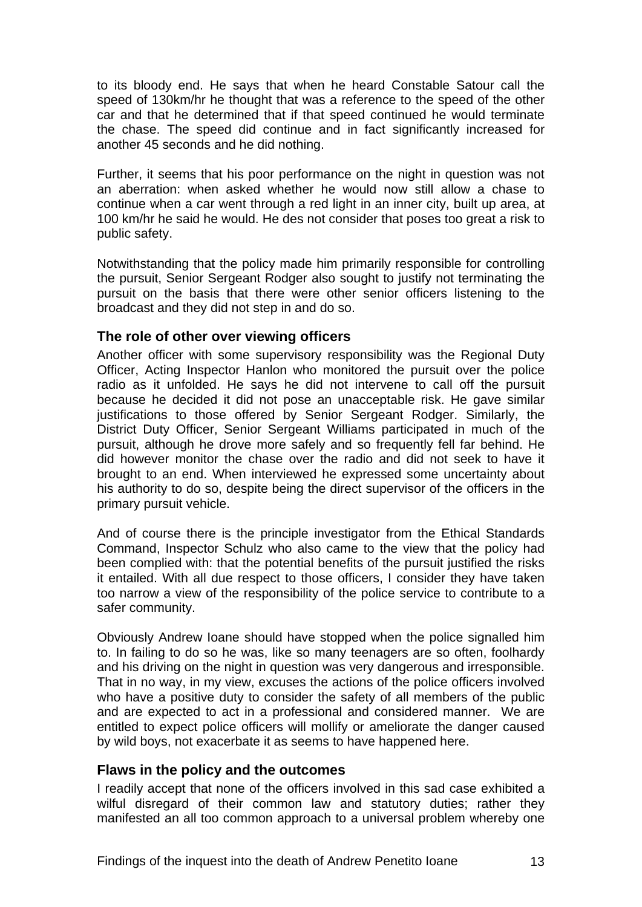to its bloody end. He says that when he heard Constable Satour call the speed of 130km/hr he thought that was a reference to the speed of the other car and that he determined that if that speed continued he would terminate the chase. The speed did continue and in fact significantly increased for another 45 seconds and he did nothing.

Further, it seems that his poor performance on the night in question was not an aberration: when asked whether he would now still allow a chase to continue when a car went through a red light in an inner city, built up area, at 100 km/hr he said he would. He des not consider that poses too great a risk to public safety.

Notwithstanding that the policy made him primarily responsible for controlling the pursuit, Senior Sergeant Rodger also sought to justify not terminating the pursuit on the basis that there were other senior officers listening to the broadcast and they did not step in and do so.

### The role of other over viewing officers

Another officer with some supervisory responsibility was the Regional Duty Officer, Acting Inspector Hanlon who monitored the pursuit over the police radio as it unfolded. He says he did not intervene to call off the pursuit because he decided it did not pose an unacceptable risk. He gave similar justifications to those offered by Senior Sergeant Rodger. Similarly, the District Duty Officer, Senior Sergeant Williams participated in much of the pursuit, although he drove more safely and so frequently fell far behind. He did however monitor the chase over the radio and did not seek to have it brought to an end. When interviewed he expressed some uncertainty about his authority to do so, despite being the direct supervisor of the officers in the primary pursuit vehicle.

And of course there is the principle investigator from the Ethical Standards Command, Inspector Schulz who also came to the view that the policy had been complied with: that the potential benefits of the pursuit justified the risks it entailed. With all due respect to those officers, I consider they have taken too narrow a view of the responsibility of the police service to contribute to a safer community.

Obviously Andrew Ioane should have stopped when the police signalled him to. In failing to do so he was, like so many teenagers are so often, foolhardy and his driving on the night in question was very dangerous and irresponsible. That in no way, in my view, excuses the actions of the police officers involved who have a positive duty to consider the safety of all members of the public and are expected to act in a professional and considered manner. We are entitled to expect police officers will mollify or ameliorate the danger caused by wild boys, not exacerbate it as seems to have happened here.

### Flaws in the policy and the outcomes

I readily accept that none of the officers involved in this sad case exhibited a wilful disregard of their common law and statutory duties; rather they manifested an all too common approach to a universal problem whereby one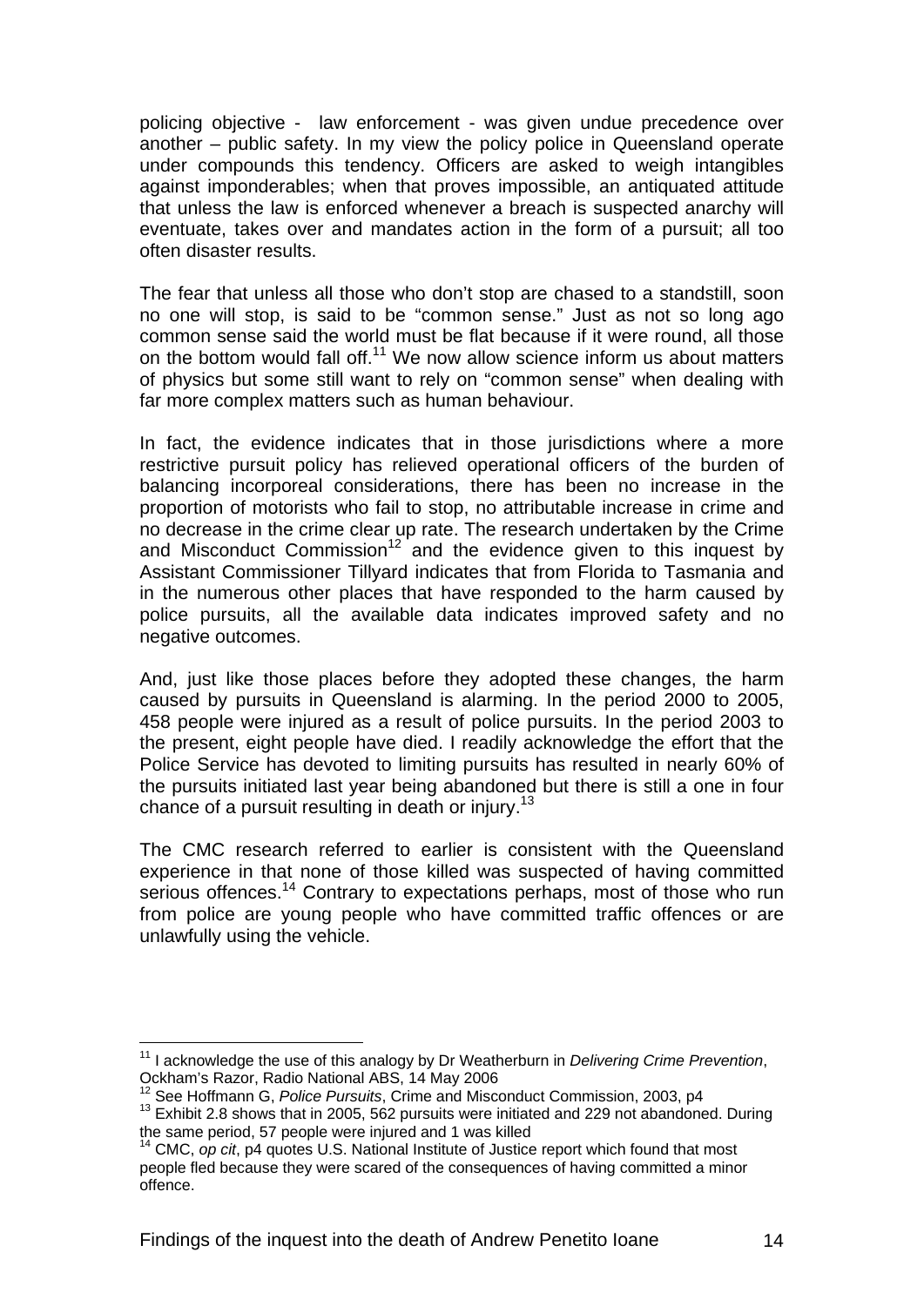policing objective - law enforcement - was given undue precedence over another – public safety. In my view the policy police in Queensland operate under compounds this tendency. Officers are asked to weigh intangibles against imponderables; when that proves impossible, an antiquated attitude that unless the law is enforced whenever a breach is suspected anarchy will eventuate, takes over and mandates action in the form of a pursuit; all too often disaster results.

The fear that unless all those who don't stop are chased to a standstill, soon no one will stop, is said to be "common sense." Just as not so long ago common sense said the world must be flat because if it were round, all those on the bottom would fall off.[11] We now allow science inform us about matters of physics but some still want to rely on "common sense" when dealing with far more complex matters such as human behaviour.

In fact, the evidence indicates that in those jurisdictions where a more restrictive pursuit policy has relieved operational officers of the burden of balancing incorporeal considerations, there has been no increase in the proportion of motorists who fail to stop, no attributable increase in crime and no decrease in the crime clear up rate. The research undertaken by the Crime and Misconduct Commission[12] and the evidence given to this inquest by Assistant Commissioner Tillyard indicates that from Florida to Tasmania and in the numerous other places that have responded to the harm caused by police pursuits, all the available data indicates improved safety and no negative outcomes.

And, just like those places before they adopted these changes, the harm caused by pursuits in Queensland is alarming. In the period 2000 to 2005, 458 people were injured as a result of police pursuits. In the period 2003 to the present, eight people have died. I readily acknowledge the effort that the Police Service has devoted to limiting pursuits has resulted in nearly 60% of the pursuits initiated last year being abandoned but there is still a one in four chance of a pursuit resulting in death or injury.[13]

The CMC research referred to earlier is consistent with the Queensland experience in that none of those killed was suspected of having committed serious offences.[14] Contrary to expectations perhaps, most of those who run from police are young people who have committed traffic offences or are unlawfully using the vehicle.

---

[11] I acknowledge the use of this analogy by Dr Weatherburn in *Delivering Crime Prevention*, Ockham's Razor, Radio National ABS, 14 May 2006

[12] See Hoffmann G, *Police Pursuits*, Crime and Misconduct Commission, 2003, p4

[13] Exhibit 2.8 shows that in 2005, 562 pursuits were initiated and 229 not abandoned. During the same period, 57 people were injured and 1 was killed

[14] CMC, *op cit*, p4 quotes U.S. National Institute of Justice report which found that most people fled because they were scared of the consequences of having committed a minor offence.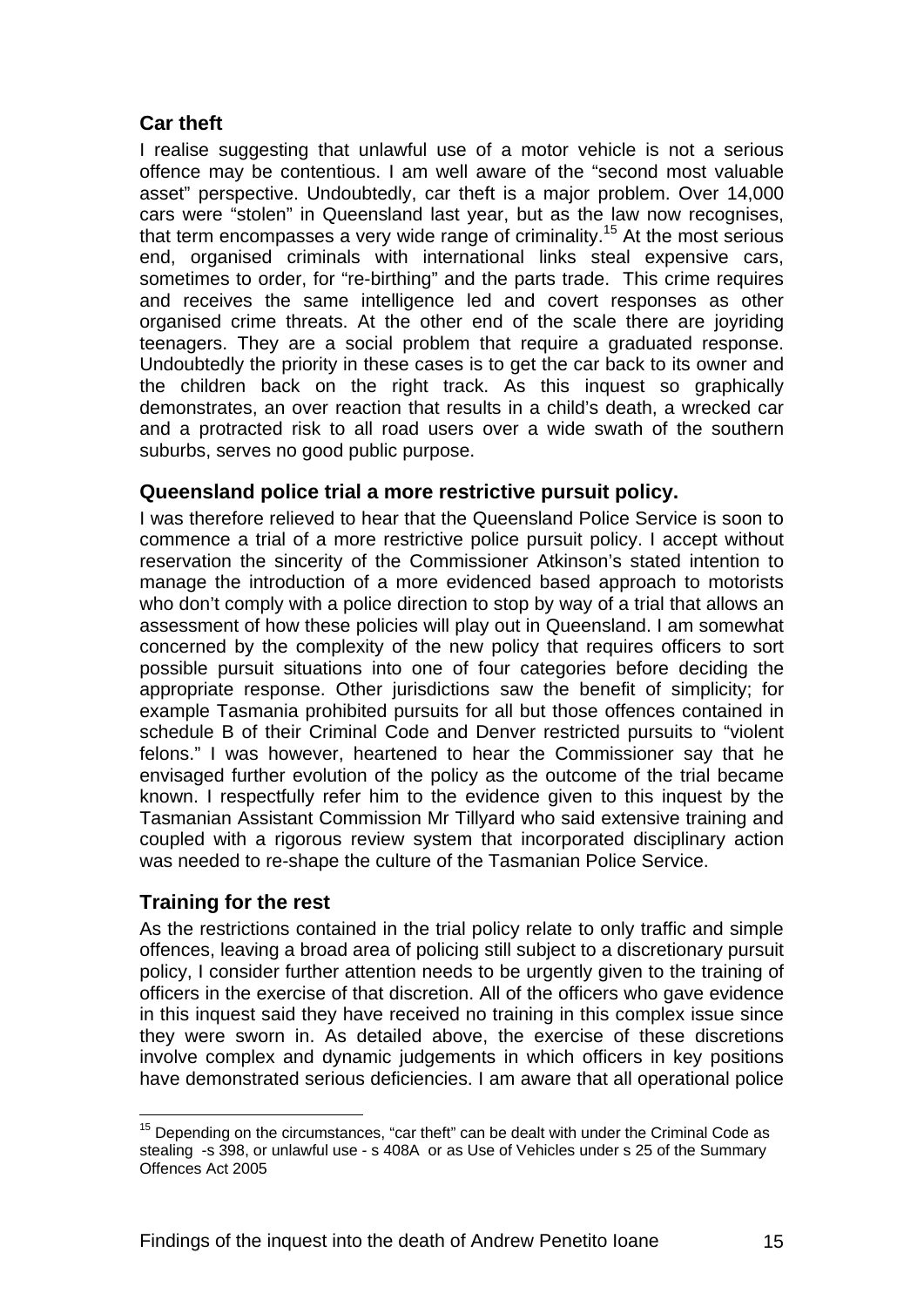## Car theft

I realise suggesting that unlawful use of a motor vehicle is not a serious offence may be contentious. I am well aware of the "second most valuable asset" perspective. Undoubtedly, car theft is a major problem. Over 14,000 cars were "stolen" in Queensland last year, but as the law now recognises, that term encompasses a very wide range of criminality.[15] At the most serious end, organised criminals with international links steal expensive cars, sometimes to order, for "re-birthing" and the parts trade. This crime requires and receives the same intelligence led and covert responses as other organised crime threats. At the other end of the scale there are joyriding teenagers. They are a social problem that require a graduated response. Undoubtedly the priority in these cases is to get the car back to its owner and the children back on the right track. As this inquest so graphically demonstrates, an over reaction that results in a child's death, a wrecked car and a protracted risk to all road users over a wide swath of the southern suburbs, serves no good public purpose.

## Queensland police trial a more restrictive pursuit policy.

I was therefore relieved to hear that the Queensland Police Service is soon to commence a trial of a more restrictive police pursuit policy. I accept without reservation the sincerity of the Commissioner Atkinson's stated intention to manage the introduction of a more evidenced based approach to motorists who don't comply with a police direction to stop by way of a trial that allows an assessment of how these policies will play out in Queensland. I am somewhat concerned by the complexity of the new policy that requires officers to sort possible pursuit situations into one of four categories before deciding the appropriate response. Other jurisdictions saw the benefit of simplicity; for example Tasmania prohibited pursuits for all but those offences contained in schedule B of their Criminal Code and Denver restricted pursuits to "violent felons." I was however, heartened to hear the Commissioner say that he envisaged further evolution of the policy as the outcome of the trial became known. I respectfully refer him to the evidence given to this inquest by the Tasmanian Assistant Commission Mr Tillyard who said extensive training and coupled with a rigorous review system that incorporated disciplinary action was needed to re-shape the culture of the Tasmanian Police Service.

## Training for the rest

As the restrictions contained in the trial policy relate to only traffic and simple offences, leaving a broad area of policing still subject to a discretionary pursuit policy, I consider further attention needs to be urgently given to the training of officers in the exercise of that discretion. All of the officers who gave evidence in this inquest said they have received no training in this complex issue since they were sworn in. As detailed above, the exercise of these discretions involve complex and dynamic judgements in which officers in key positions have demonstrated serious deficiencies. I am aware that all operational police

---

[15] Depending on the circumstances, "car theft" can be dealt with under the Criminal Code as stealing -s 398, or unlawful use - s 408A or as Use of Vehicles under s 25 of the Summary Offences Act 2005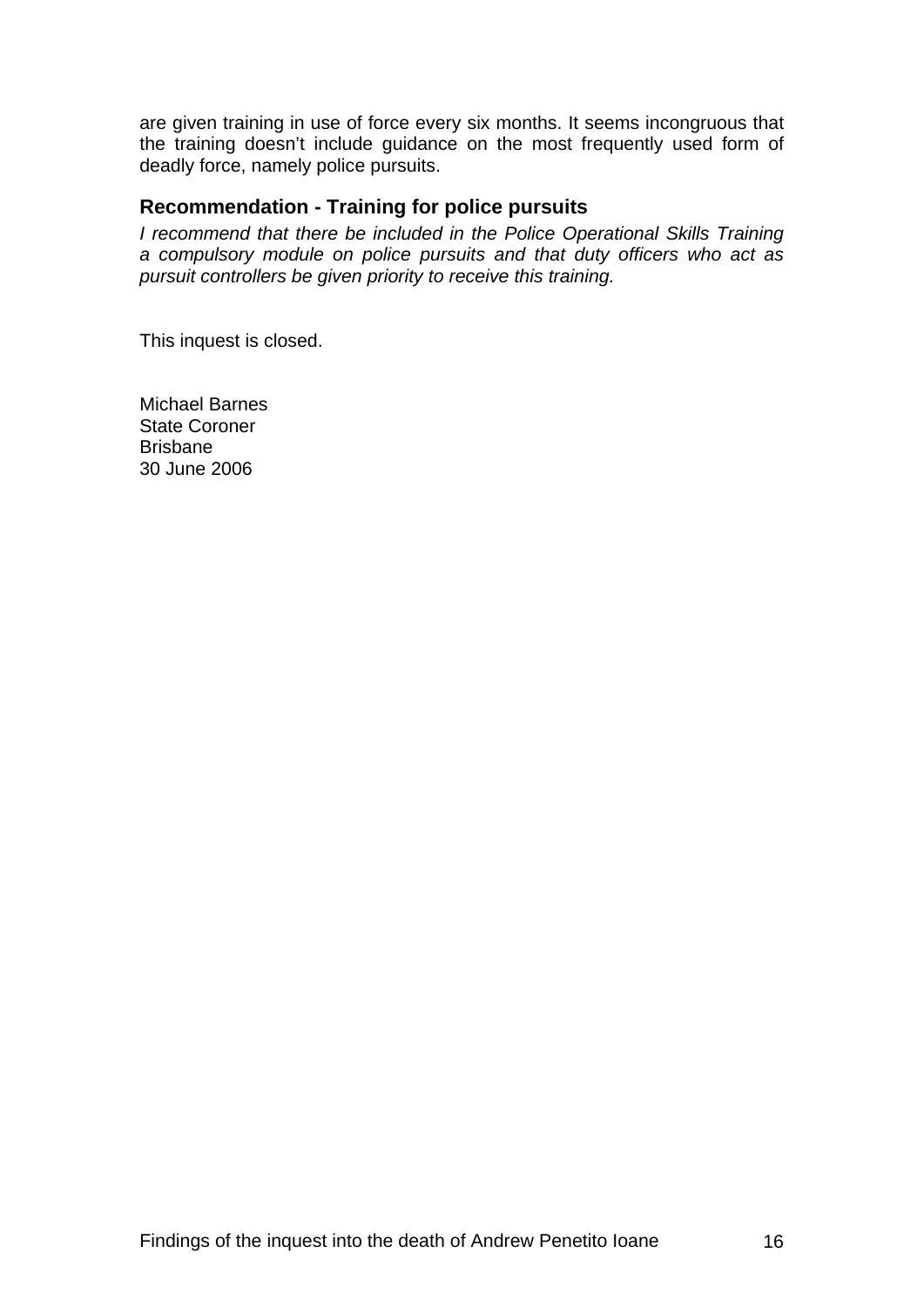are given training in use of force every six months. It seems incongruous that the training doesn't include guidance on the most frequently used form of deadly force, namely police pursuits.

### Recommendation - Training for police pursuits

*I recommend that there be included in the Police Operational Skills Training a compulsory module on police pursuits and that duty officers who act as pursuit controllers be given priority to receive this training.*

This inquest is closed.

Michael Barnes
State Coroner
Brisbane
30 June 2006